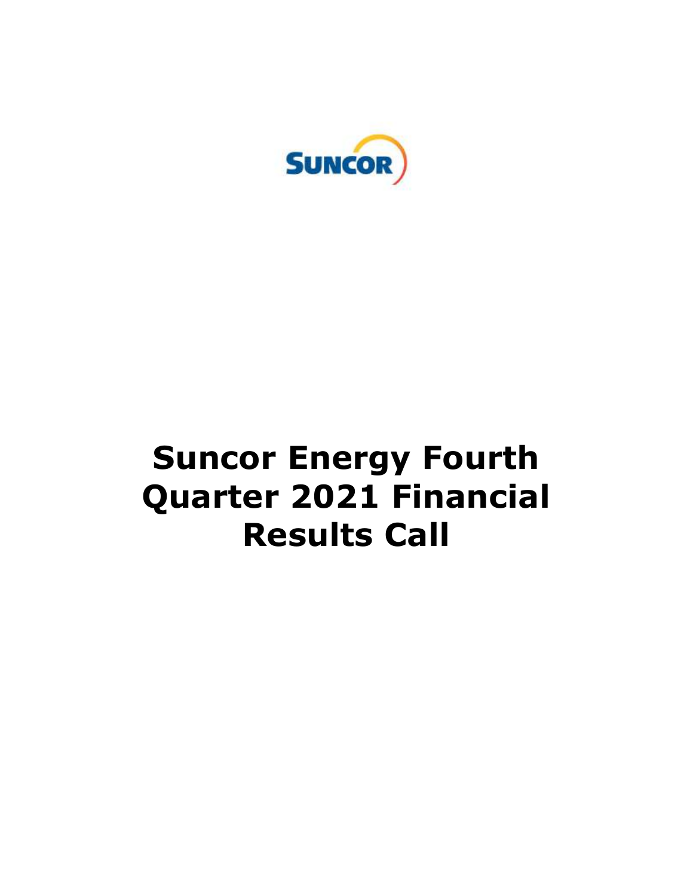# Suncor Energy Fourth Quarter 2021 Financial Results Call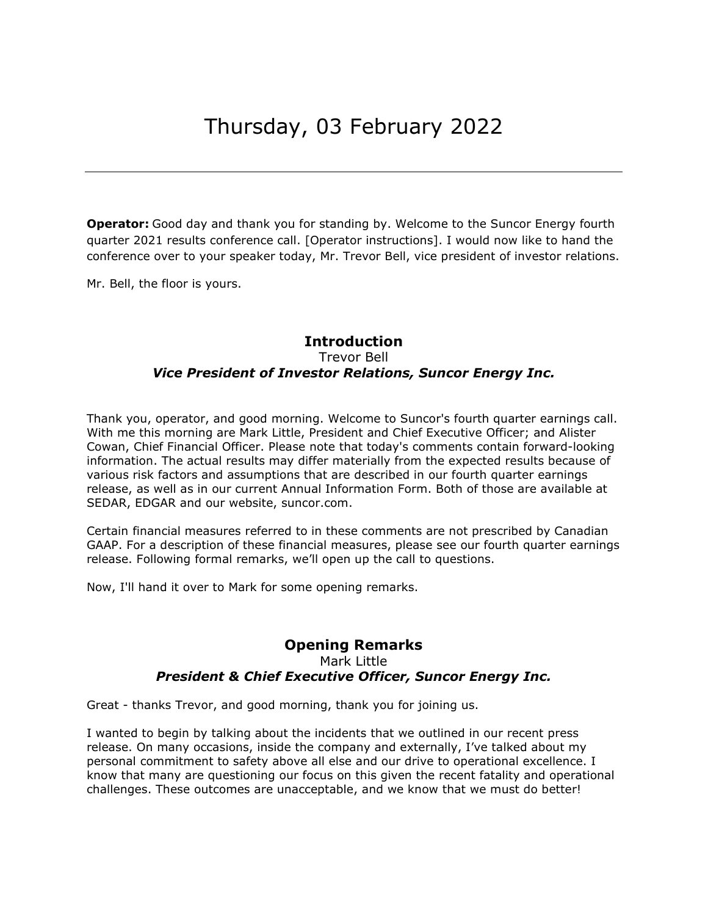# Thursday, 03 February 2022

---

**Operator:** Good day and thank you for standing by. Welcome to the Suncor Energy fourth quarter 2021 results conference call. [Operator instructions]. I would now like to hand the conference over to your speaker today, Mr. Trevor Bell, vice president of investor relations.

Mr. Bell, the floor is yours.

## Introduction

Trevor Bell

***Vice President of Investor Relations, Suncor Energy Inc.***

Thank you, operator, and good morning. Welcome to Suncor's fourth quarter earnings call. With me this morning are Mark Little, President and Chief Executive Officer; and Alister Cowan, Chief Financial Officer. Please note that today's comments contain forward-looking information. The actual results may differ materially from the expected results because of various risk factors and assumptions that are described in our fourth quarter earnings release, as well as in our current Annual Information Form. Both of those are available at SEDAR, EDGAR and our website, suncor.com.

Certain financial measures referred to in these comments are not prescribed by Canadian GAAP. For a description of these financial measures, please see our fourth quarter earnings release. Following formal remarks, we'll open up the call to questions.

Now, I'll hand it over to Mark for some opening remarks.

## Opening Remarks

Mark Little

***President & Chief Executive Officer, Suncor Energy Inc.***

Great - thanks Trevor, and good morning, thank you for joining us.

I wanted to begin by talking about the incidents that we outlined in our recent press release. On many occasions, inside the company and externally, I've talked about my personal commitment to safety above all else and our drive to operational excellence. I know that many are questioning our focus on this given the recent fatality and operational challenges. These outcomes are unacceptable, and we know that we must do better!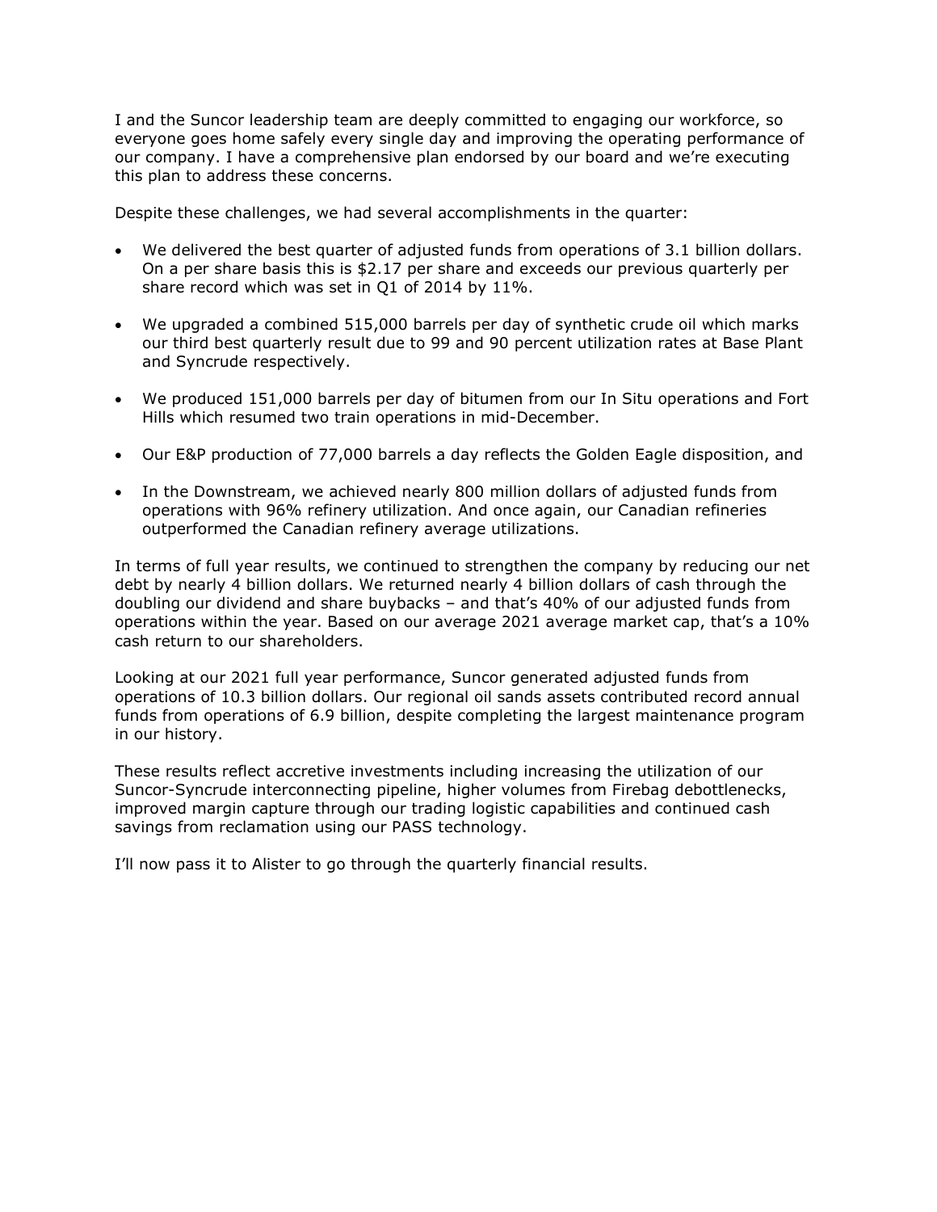I and the Suncor leadership team are deeply committed to engaging our workforce, so everyone goes home safely every single day and improving the operating performance of our company. I have a comprehensive plan endorsed by our board and we're executing this plan to address these concerns.

Despite these challenges, we had several accomplishments in the quarter:

- We delivered the best quarter of adjusted funds from operations of 3.1 billion dollars. On a per share basis this is $2.17 per share and exceeds our previous quarterly per share record which was set in Q1 of 2014 by 11%.

- We upgraded a combined 515,000 barrels per day of synthetic crude oil which marks our third best quarterly result due to 99 and 90 percent utilization rates at Base Plant and Syncrude respectively.

- We produced 151,000 barrels per day of bitumen from our In Situ operations and Fort Hills which resumed two train operations in mid-December.

- Our E&P production of 77,000 barrels a day reflects the Golden Eagle disposition, and

- In the Downstream, we achieved nearly 800 million dollars of adjusted funds from operations with 96% refinery utilization. And once again, our Canadian refineries outperformed the Canadian refinery average utilizations.

In terms of full year results, we continued to strengthen the company by reducing our net debt by nearly 4 billion dollars. We returned nearly 4 billion dollars of cash through the doubling our dividend and share buybacks – and that's 40% of our adjusted funds from operations within the year. Based on our average 2021 average market cap, that's a 10% cash return to our shareholders.

Looking at our 2021 full year performance, Suncor generated adjusted funds from operations of 10.3 billion dollars. Our regional oil sands assets contributed record annual funds from operations of 6.9 billion, despite completing the largest maintenance program in our history.

These results reflect accretive investments including increasing the utilization of our Suncor-Syncrude interconnecting pipeline, higher volumes from Firebag debottlenecks, improved margin capture through our trading logistic capabilities and continued cash savings from reclamation using our PASS technology.

I'll now pass it to Alister to go through the quarterly financial results.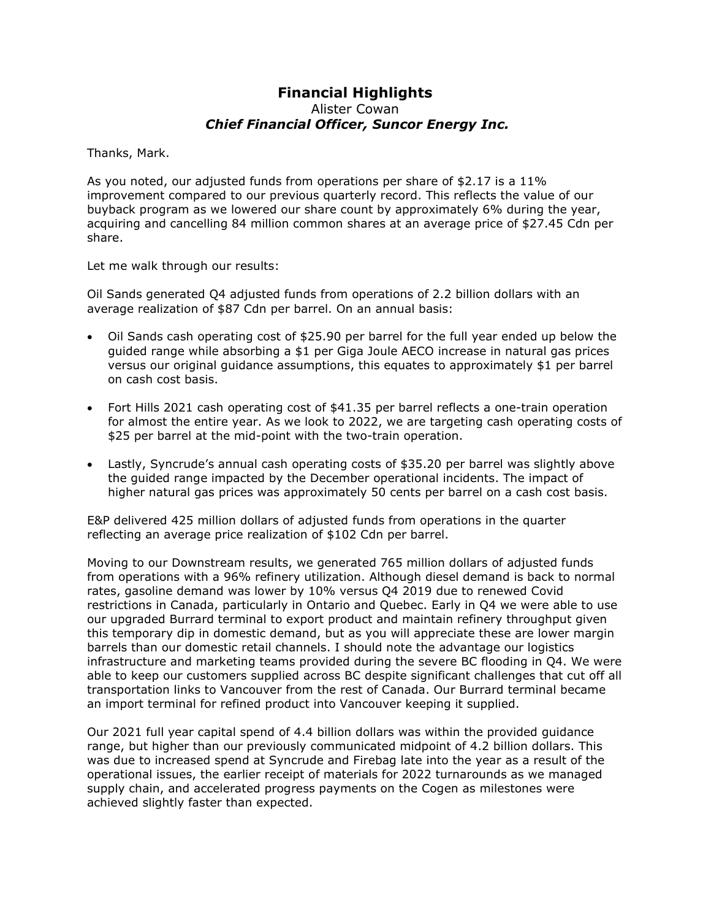## Financial Highlights

Alister Cowan

***Chief Financial Officer, Suncor Energy Inc.***

Thanks, Mark.

As you noted, our adjusted funds from operations per share of $2.17 is a 11% improvement compared to our previous quarterly record. This reflects the value of our buyback program as we lowered our share count by approximately 6% during the year, acquiring and cancelling 84 million common shares at an average price of $27.45 Cdn per share.

Let me walk through our results:

Oil Sands generated Q4 adjusted funds from operations of 2.2 billion dollars with an average realization of $87 Cdn per barrel. On an annual basis:

- Oil Sands cash operating cost of $25.90 per barrel for the full year ended up below the guided range while absorbing a $1 per Giga Joule AECO increase in natural gas prices versus our original guidance assumptions, this equates to approximately $1 per barrel on cash cost basis.
- Fort Hills 2021 cash operating cost of $41.35 per barrel reflects a one-train operation for almost the entire year. As we look to 2022, we are targeting cash operating costs of $25 per barrel at the mid-point with the two-train operation.
- Lastly, Syncrude's annual cash operating costs of $35.20 per barrel was slightly above the guided range impacted by the December operational incidents. The impact of higher natural gas prices was approximately 50 cents per barrel on a cash cost basis.

E&P delivered 425 million dollars of adjusted funds from operations in the quarter reflecting an average price realization of $102 Cdn per barrel.

Moving to our Downstream results, we generated 765 million dollars of adjusted funds from operations with a 96% refinery utilization. Although diesel demand is back to normal rates, gasoline demand was lower by 10% versus Q4 2019 due to renewed Covid restrictions in Canada, particularly in Ontario and Quebec. Early in Q4 we were able to use our upgraded Burrard terminal to export product and maintain refinery throughput given this temporary dip in domestic demand, but as you will appreciate these are lower margin barrels than our domestic retail channels. I should note the advantage our logistics infrastructure and marketing teams provided during the severe BC flooding in Q4. We were able to keep our customers supplied across BC despite significant challenges that cut off all transportation links to Vancouver from the rest of Canada. Our Burrard terminal became an import terminal for refined product into Vancouver keeping it supplied.

Our 2021 full year capital spend of 4.4 billion dollars was within the provided guidance range, but higher than our previously communicated midpoint of 4.2 billion dollars. This was due to increased spend at Syncrude and Firebag late into the year as a result of the operational issues, the earlier receipt of materials for 2022 turnarounds as we managed supply chain, and accelerated progress payments on the Cogen as milestones were achieved slightly faster than expected.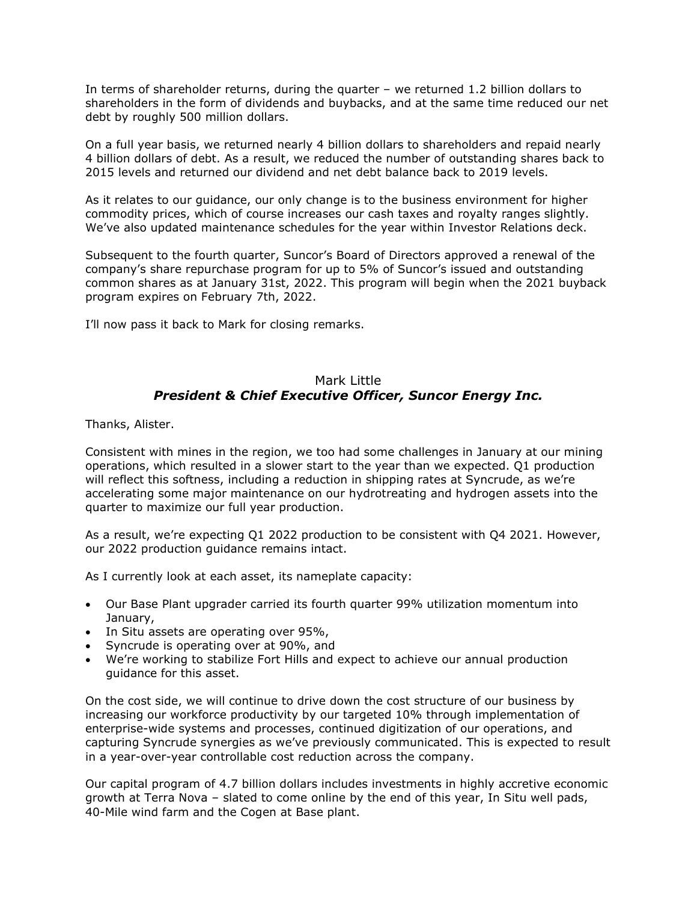In terms of shareholder returns, during the quarter – we returned 1.2 billion dollars to shareholders in the form of dividends and buybacks, and at the same time reduced our net debt by roughly 500 million dollars.

On a full year basis, we returned nearly 4 billion dollars to shareholders and repaid nearly 4 billion dollars of debt. As a result, we reduced the number of outstanding shares back to 2015 levels and returned our dividend and net debt balance back to 2019 levels.

As it relates to our guidance, our only change is to the business environment for higher commodity prices, which of course increases our cash taxes and royalty ranges slightly. We've also updated maintenance schedules for the year within Investor Relations deck.

Subsequent to the fourth quarter, Suncor's Board of Directors approved a renewal of the company's share repurchase program for up to 5% of Suncor's issued and outstanding common shares as at January 31st, 2022. This program will begin when the 2021 buyback program expires on February 7th, 2022.

I'll now pass it back to Mark for closing remarks.

## Mark Little
## *President & Chief Executive Officer, Suncor Energy Inc.*

Thanks, Alister.

Consistent with mines in the region, we too had some challenges in January at our mining operations, which resulted in a slower start to the year than we expected. Q1 production will reflect this softness, including a reduction in shipping rates at Syncrude, as we're accelerating some major maintenance on our hydrotreating and hydrogen assets into the quarter to maximize our full year production.

As a result, we're expecting Q1 2022 production to be consistent with Q4 2021. However, our 2022 production guidance remains intact.

As I currently look at each asset, its nameplate capacity:

- Our Base Plant upgrader carried its fourth quarter 99% utilization momentum into January,
- In Situ assets are operating over 95%,
- Syncrude is operating over at 90%, and
- We're working to stabilize Fort Hills and expect to achieve our annual production guidance for this asset.

On the cost side, we will continue to drive down the cost structure of our business by increasing our workforce productivity by our targeted 10% through implementation of enterprise-wide systems and processes, continued digitization of our operations, and capturing Syncrude synergies as we've previously communicated. This is expected to result in a year-over-year controllable cost reduction across the company.

Our capital program of 4.7 billion dollars includes investments in highly accretive economic growth at Terra Nova – slated to come online by the end of this year, In Situ well pads, 40-Mile wind farm and the Cogen at Base plant.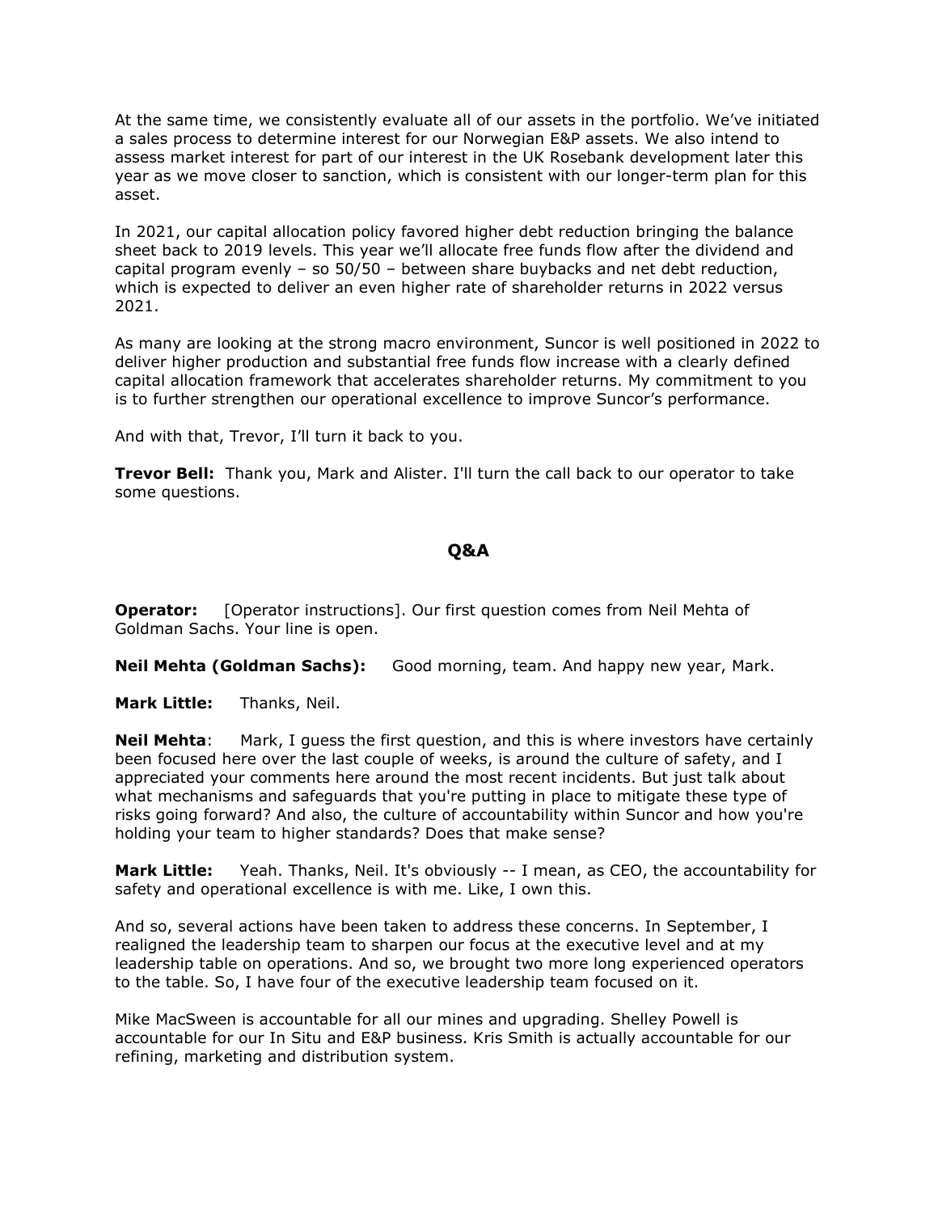At the same time, we consistently evaluate all of our assets in the portfolio. We've initiated a sales process to determine interest for our Norwegian E&P assets. We also intend to assess market interest for part of our interest in the UK Rosebank development later this year as we move closer to sanction, which is consistent with our longer-term plan for this asset.

In 2021, our capital allocation policy favored higher debt reduction bringing the balance sheet back to 2019 levels. This year we'll allocate free funds flow after the dividend and capital program evenly – so 50/50 – between share buybacks and net debt reduction, which is expected to deliver an even higher rate of shareholder returns in 2022 versus 2021.

As many are looking at the strong macro environment, Suncor is well positioned in 2022 to deliver higher production and substantial free funds flow increase with a clearly defined capital allocation framework that accelerates shareholder returns. My commitment to you is to further strengthen our operational excellence to improve Suncor's performance.

And with that, Trevor, I'll turn it back to you.

**Trevor Bell:** Thank you, Mark and Alister. I'll turn the call back to our operator to take some questions.

## Q&A

**Operator:** [Operator instructions]. Our first question comes from Neil Mehta of Goldman Sachs. Your line is open.

**Neil Mehta (Goldman Sachs):** Good morning, team. And happy new year, Mark.

**Mark Little:** Thanks, Neil.

**Neil Mehta**: Mark, I guess the first question, and this is where investors have certainly been focused here over the last couple of weeks, is around the culture of safety, and I appreciated your comments here around the most recent incidents. But just talk about what mechanisms and safeguards that you're putting in place to mitigate these type of risks going forward? And also, the culture of accountability within Suncor and how you're holding your team to higher standards? Does that make sense?

**Mark Little:** Yeah. Thanks, Neil. It's obviously -- I mean, as CEO, the accountability for safety and operational excellence is with me. Like, I own this.

And so, several actions have been taken to address these concerns. In September, I realigned the leadership team to sharpen our focus at the executive level and at my leadership table on operations. And so, we brought two more long experienced operators to the table. So, I have four of the executive leadership team focused on it.

Mike MacSween is accountable for all our mines and upgrading. Shelley Powell is accountable for our In Situ and E&P business. Kris Smith is actually accountable for our refining, marketing and distribution system.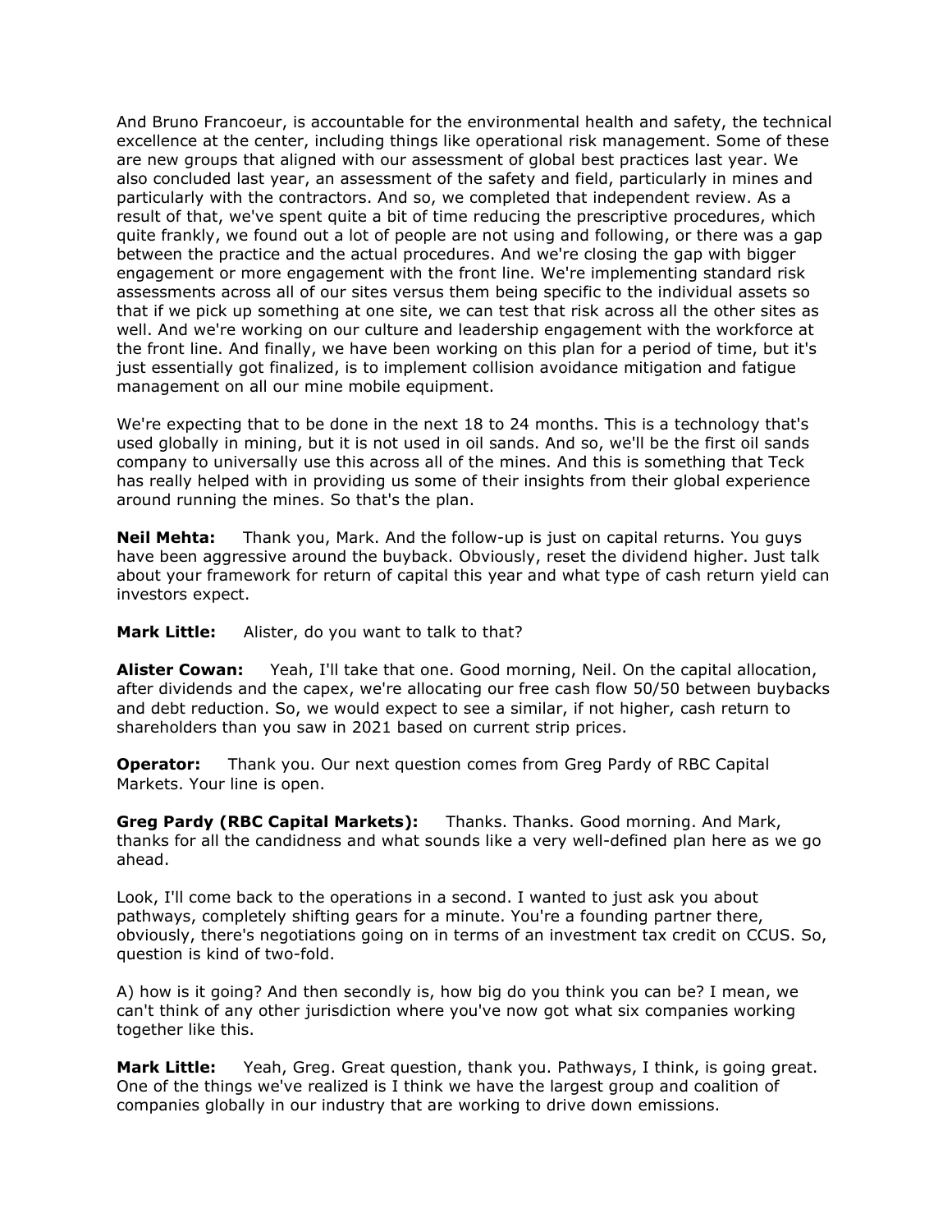And Bruno Francoeur, is accountable for the environmental health and safety, the technical excellence at the center, including things like operational risk management. Some of these are new groups that aligned with our assessment of global best practices last year. We also concluded last year, an assessment of the safety and field, particularly in mines and particularly with the contractors. And so, we completed that independent review. As a result of that, we've spent quite a bit of time reducing the prescriptive procedures, which quite frankly, we found out a lot of people are not using and following, or there was a gap between the practice and the actual procedures. And we're closing the gap with bigger engagement or more engagement with the front line. We're implementing standard risk assessments across all of our sites versus them being specific to the individual assets so that if we pick up something at one site, we can test that risk across all the other sites as well. And we're working on our culture and leadership engagement with the workforce at the front line. And finally, we have been working on this plan for a period of time, but it's just essentially got finalized, is to implement collision avoidance mitigation and fatigue management on all our mine mobile equipment.

We're expecting that to be done in the next 18 to 24 months. This is a technology that's used globally in mining, but it is not used in oil sands. And so, we'll be the first oil sands company to universally use this across all of the mines. And this is something that Teck has really helped with in providing us some of their insights from their global experience around running the mines. So that's the plan.

**Neil Mehta:** Thank you, Mark. And the follow-up is just on capital returns. You guys have been aggressive around the buyback. Obviously, reset the dividend higher. Just talk about your framework for return of capital this year and what type of cash return yield can investors expect.

**Mark Little:** Alister, do you want to talk to that?

**Alister Cowan:** Yeah, I'll take that one. Good morning, Neil. On the capital allocation, after dividends and the capex, we're allocating our free cash flow 50/50 between buybacks and debt reduction. So, we would expect to see a similar, if not higher, cash return to shareholders than you saw in 2021 based on current strip prices.

**Operator:** Thank you. Our next question comes from Greg Pardy of RBC Capital Markets. Your line is open.

**Greg Pardy (RBC Capital Markets):** Thanks. Thanks. Good morning. And Mark, thanks for all the candidness and what sounds like a very well-defined plan here as we go ahead.

Look, I'll come back to the operations in a second. I wanted to just ask you about pathways, completely shifting gears for a minute. You're a founding partner there, obviously, there's negotiations going on in terms of an investment tax credit on CCUS. So, question is kind of two-fold.

A) how is it going? And then secondly is, how big do you think you can be? I mean, we can't think of any other jurisdiction where you've now got what six companies working together like this.

**Mark Little:** Yeah, Greg. Great question, thank you. Pathways, I think, is going great. One of the things we've realized is I think we have the largest group and coalition of companies globally in our industry that are working to drive down emissions.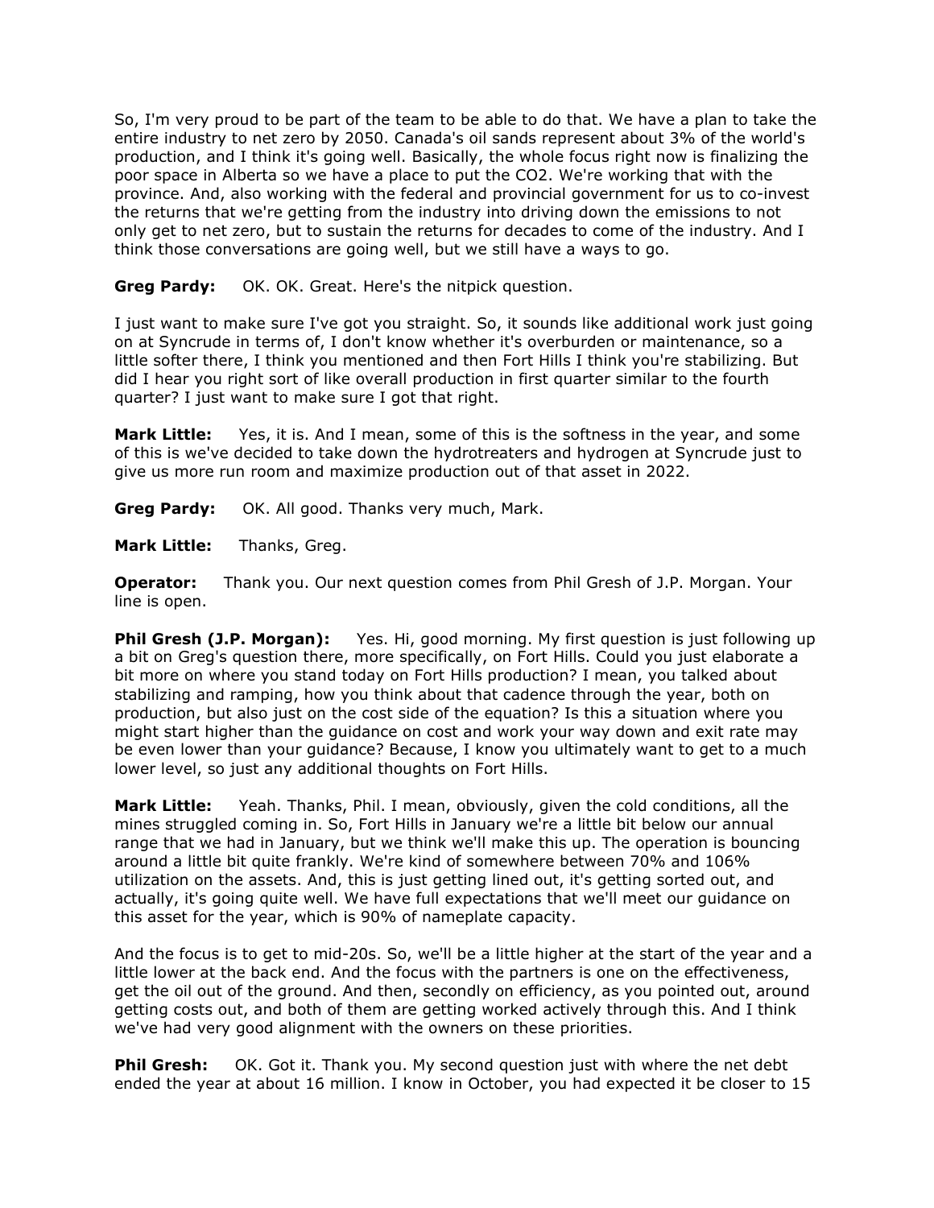So, I'm very proud to be part of the team to be able to do that. We have a plan to take the entire industry to net zero by 2050. Canada's oil sands represent about 3% of the world's production, and I think it's going well. Basically, the whole focus right now is finalizing the poor space in Alberta so we have a place to put the $CO_2$. We're working that with the province. And, also working with the federal and provincial government for us to co-invest the returns that we're getting from the industry into driving down the emissions to not only get to net zero, but to sustain the returns for decades to come of the industry. And I think those conversations are going well, but we still have a ways to go.

**Greg Pardy:** OK. OK. Great. Here's the nitpick question.

I just want to make sure I've got you straight. So, it sounds like additional work just going on at Syncrude in terms of, I don't know whether it's overburden or maintenance, so a little softer there, I think you mentioned and then Fort Hills I think you're stabilizing. But did I hear you right sort of like overall production in first quarter similar to the fourth quarter? I just want to make sure I got that right.

**Mark Little:** Yes, it is. And I mean, some of this is the softness in the year, and some of this is we've decided to take down the hydrotreaters and hydrogen at Syncrude just to give us more run room and maximize production out of that asset in 2022.

**Greg Pardy:** OK. All good. Thanks very much, Mark.

**Mark Little:** Thanks, Greg.

**Operator:** Thank you. Our next question comes from Phil Gresh of J.P. Morgan. Your line is open.

**Phil Gresh (J.P. Morgan):** Yes. Hi, good morning. My first question is just following up a bit on Greg's question there, more specifically, on Fort Hills. Could you just elaborate a bit more on where you stand today on Fort Hills production? I mean, you talked about stabilizing and ramping, how you think about that cadence through the year, both on production, but also just on the cost side of the equation? Is this a situation where you might start higher than the guidance on cost and work your way down and exit rate may be even lower than your guidance? Because, I know you ultimately want to get to a much lower level, so just any additional thoughts on Fort Hills.

**Mark Little:** Yeah. Thanks, Phil. I mean, obviously, given the cold conditions, all the mines struggled coming in. So, Fort Hills in January we're a little bit below our annual range that we had in January, but we think we'll make this up. The operation is bouncing around a little bit quite frankly. We're kind of somewhere between 70% and 106% utilization on the assets. And, this is just getting lined out, it's getting sorted out, and actually, it's going quite well. We have full expectations that we'll meet our guidance on this asset for the year, which is 90% of nameplate capacity.

And the focus is to get to mid-20s. So, we'll be a little higher at the start of the year and a little lower at the back end. And the focus with the partners is one on the effectiveness, get the oil out of the ground. And then, secondly on efficiency, as you pointed out, around getting costs out, and both of them are getting worked actively through this. And I think we've had very good alignment with the owners on these priorities.

**Phil Gresh:** OK. Got it. Thank you. My second question just with where the net debt ended the year at about 16 million. I know in October, you had expected it be closer to 15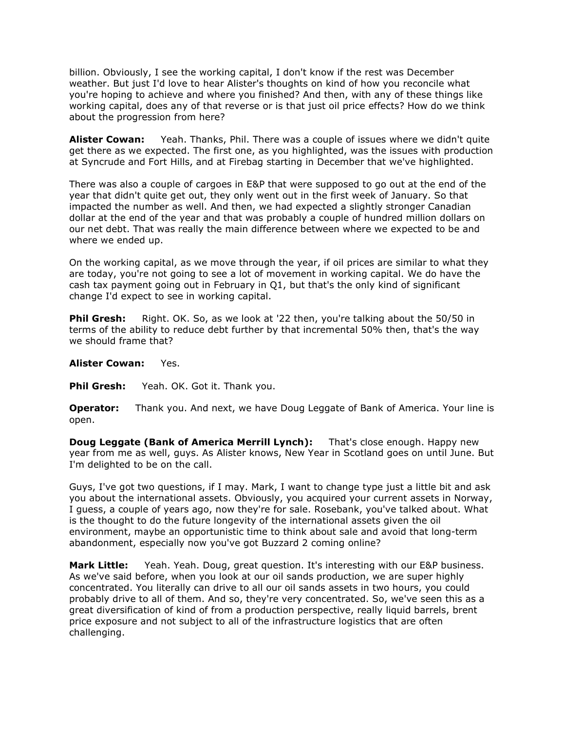billion. Obviously, I see the working capital, I don't know if the rest was December weather. But just I'd love to hear Alister's thoughts on kind of how you reconcile what you're hoping to achieve and where you finished? And then, with any of these things like working capital, does any of that reverse or is that just oil price effects? How do we think about the progression from here?

**Alister Cowan:** Yeah. Thanks, Phil. There was a couple of issues where we didn't quite get there as we expected. The first one, as you highlighted, was the issues with production at Syncrude and Fort Hills, and at Firebag starting in December that we've highlighted.

There was also a couple of cargoes in E&P that were supposed to go out at the end of the year that didn't quite get out, they only went out in the first week of January. So that impacted the number as well. And then, we had expected a slightly stronger Canadian dollar at the end of the year and that was probably a couple of hundred million dollars on our net debt. That was really the main difference between where we expected to be and where we ended up.

On the working capital, as we move through the year, if oil prices are similar to what they are today, you're not going to see a lot of movement in working capital. We do have the cash tax payment going out in February in Q1, but that's the only kind of significant change I'd expect to see in working capital.

**Phil Gresh:** Right. OK. So, as we look at '22 then, you're talking about the 50/50 in terms of the ability to reduce debt further by that incremental 50% then, that's the way we should frame that?

**Alister Cowan:** Yes.

**Phil Gresh:** Yeah. OK. Got it. Thank you.

**Operator:** Thank you. And next, we have Doug Leggate of Bank of America. Your line is open.

**Doug Leggate (Bank of America Merrill Lynch):** That's close enough. Happy new year from me as well, guys. As Alister knows, New Year in Scotland goes on until June. But I'm delighted to be on the call.

Guys, I've got two questions, if I may. Mark, I want to change type just a little bit and ask you about the international assets. Obviously, you acquired your current assets in Norway, I guess, a couple of years ago, now they're for sale. Rosebank, you've talked about. What is the thought to do the future longevity of the international assets given the oil environment, maybe an opportunistic time to think about sale and avoid that long-term abandonment, especially now you've got Buzzard 2 coming online?

**Mark Little:** Yeah. Yeah. Doug, great question. It's interesting with our E&P business. As we've said before, when you look at our oil sands production, we are super highly concentrated. You literally can drive to all our oil sands assets in two hours, you could probably drive to all of them. And so, they're very concentrated. So, we've seen this as a great diversification of kind of from a production perspective, really liquid barrels, brent price exposure and not subject to all of the infrastructure logistics that are often challenging.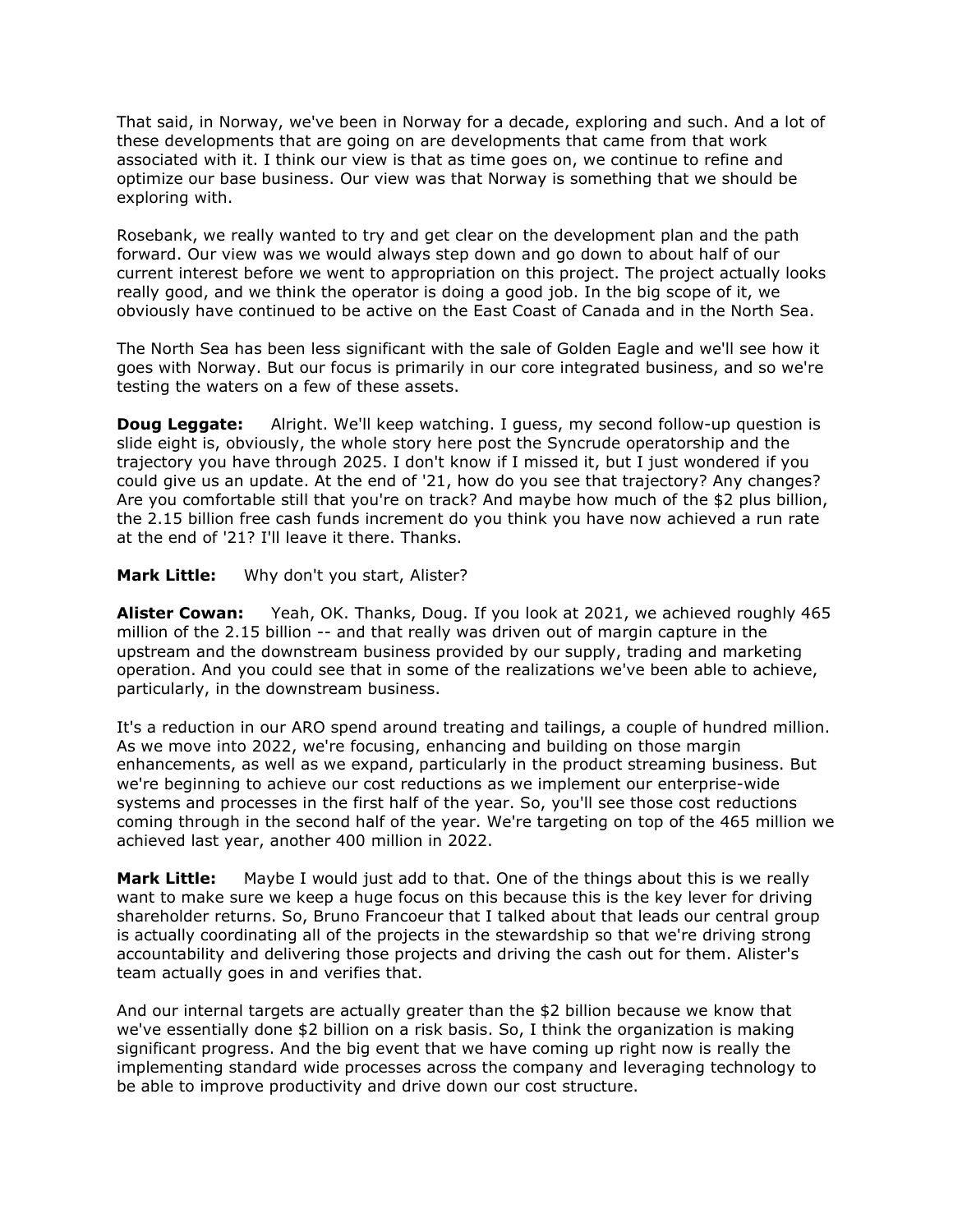That said, in Norway, we've been in Norway for a decade, exploring and such. And a lot of these developments that are going on are developments that came from that work associated with it. I think our view is that as time goes on, we continue to refine and optimize our base business. Our view was that Norway is something that we should be exploring with.

Rosebank, we really wanted to try and get clear on the development plan and the path forward. Our view was we would always step down and go down to about half of our current interest before we went to appropriation on this project. The project actually looks really good, and we think the operator is doing a good job. In the big scope of it, we obviously have continued to be active on the East Coast of Canada and in the North Sea.

The North Sea has been less significant with the sale of Golden Eagle and we'll see how it goes with Norway. But our focus is primarily in our core integrated business, and so we're testing the waters on a few of these assets.

**Doug Leggate:** Alright. We'll keep watching. I guess, my second follow-up question is slide eight is, obviously, the whole story here post the Syncrude operatorship and the trajectory you have through 2025. I don't know if I missed it, but I just wondered if you could give us an update. At the end of '21, how do you see that trajectory? Any changes? Are you comfortable still that you're on track? And maybe how much of the $2 plus billion, the 2.15 billion free cash funds increment do you think you have now achieved a run rate at the end of '21? I'll leave it there. Thanks.

**Mark Little:** Why don't you start, Alister?

**Alister Cowan:** Yeah, OK. Thanks, Doug. If you look at 2021, we achieved roughly 465 million of the 2.15 billion -- and that really was driven out of margin capture in the upstream and the downstream business provided by our supply, trading and marketing operation. And you could see that in some of the realizations we've been able to achieve, particularly, in the downstream business.

It's a reduction in our ARO spend around treating and tailings, a couple of hundred million. As we move into 2022, we're focusing, enhancing and building on those margin enhancements, as well as we expand, particularly in the product streaming business. But we're beginning to achieve our cost reductions as we implement our enterprise-wide systems and processes in the first half of the year. So, you'll see those cost reductions coming through in the second half of the year. We're targeting on top of the 465 million we achieved last year, another 400 million in 2022.

**Mark Little:** Maybe I would just add to that. One of the things about this is we really want to make sure we keep a huge focus on this because this is the key lever for driving shareholder returns. So, Bruno Francoeur that I talked about that leads our central group is actually coordinating all of the projects in the stewardship so that we're driving strong accountability and delivering those projects and driving the cash out for them. Alister's team actually goes in and verifies that.

And our internal targets are actually greater than the $2 billion because we know that we've essentially done $2 billion on a risk basis. So, I think the organization is making significant progress. And the big event that we have coming up right now is really the implementing standard wide processes across the company and leveraging technology to be able to improve productivity and drive down our cost structure.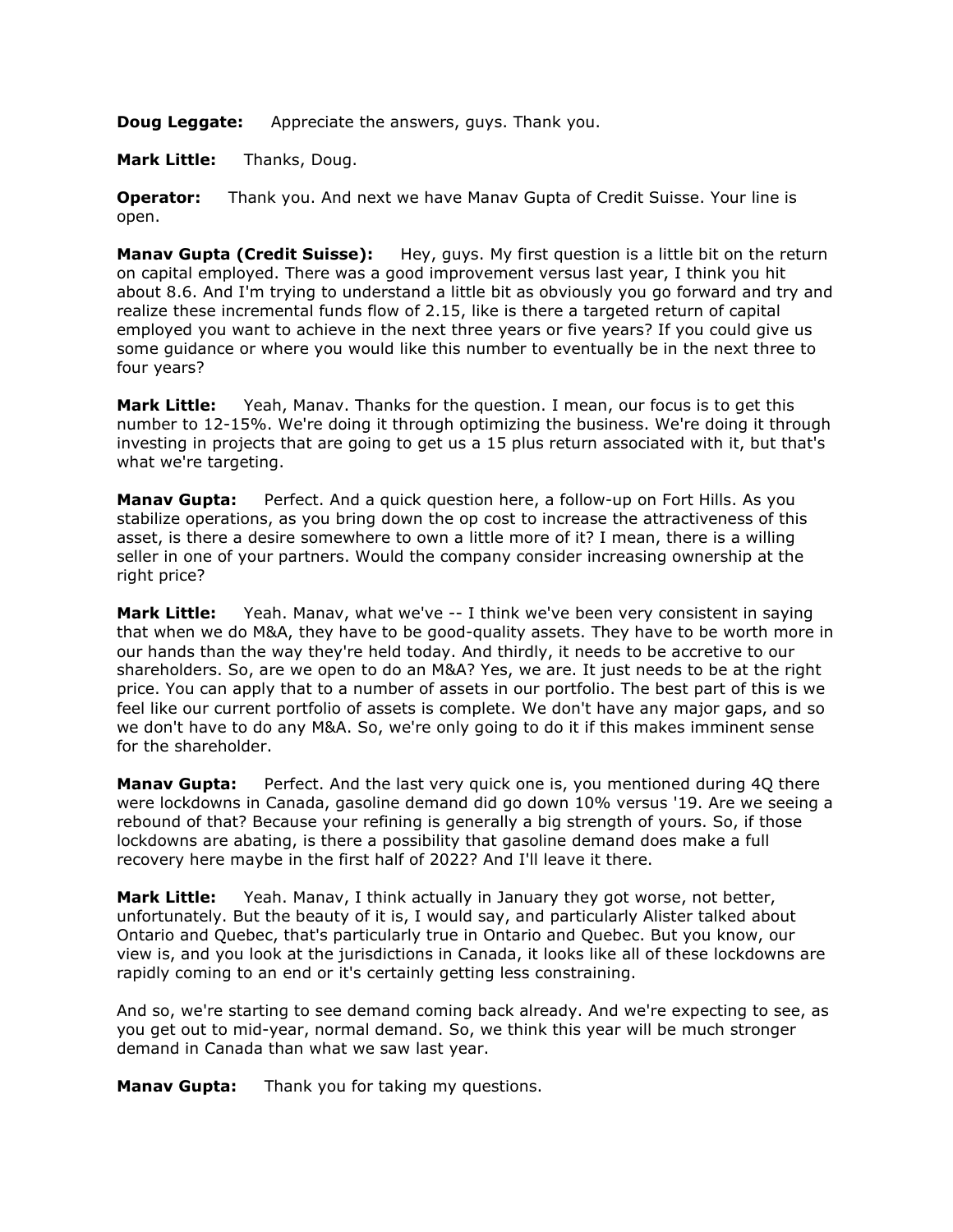**Doug Leggate:** Appreciate the answers, guys. Thank you.

**Mark Little:** Thanks, Doug.

**Operator:** Thank you. And next we have Manav Gupta of Credit Suisse. Your line is open.

**Manav Gupta (Credit Suisse):** Hey, guys. My first question is a little bit on the return on capital employed. There was a good improvement versus last year, I think you hit about 8.6. And I'm trying to understand a little bit as obviously you go forward and try and realize these incremental funds flow of 2.15, like is there a targeted return of capital employed you want to achieve in the next three years or five years? If you could give us some guidance or where you would like this number to eventually be in the next three to four years?

**Mark Little:** Yeah, Manav. Thanks for the question. I mean, our focus is to get this number to 12-15%. We're doing it through optimizing the business. We're doing it through investing in projects that are going to get us a 15 plus return associated with it, but that's what we're targeting.

**Manav Gupta:** Perfect. And a quick question here, a follow-up on Fort Hills. As you stabilize operations, as you bring down the op cost to increase the attractiveness of this asset, is there a desire somewhere to own a little more of it? I mean, there is a willing seller in one of your partners. Would the company consider increasing ownership at the right price?

**Mark Little:** Yeah. Manav, what we've -- I think we've been very consistent in saying that when we do M&A, they have to be good-quality assets. They have to be worth more in our hands than the way they're held today. And thirdly, it needs to be accretive to our shareholders. So, are we open to do an M&A? Yes, we are. It just needs to be at the right price. You can apply that to a number of assets in our portfolio. The best part of this is we feel like our current portfolio of assets is complete. We don't have any major gaps, and so we don't have to do any M&A. So, we're only going to do it if this makes imminent sense for the shareholder.

**Manav Gupta:** Perfect. And the last very quick one is, you mentioned during 4Q there were lockdowns in Canada, gasoline demand did go down 10% versus '19. Are we seeing a rebound of that? Because your refining is generally a big strength of yours. So, if those lockdowns are abating, is there a possibility that gasoline demand does make a full recovery here maybe in the first half of 2022? And I'll leave it there.

**Mark Little:** Yeah. Manav, I think actually in January they got worse, not better, unfortunately. But the beauty of it is, I would say, and particularly Alister talked about Ontario and Quebec, that's particularly true in Ontario and Quebec. But you know, our view is, and you look at the jurisdictions in Canada, it looks like all of these lockdowns are rapidly coming to an end or it's certainly getting less constraining.

And so, we're starting to see demand coming back already. And we're expecting to see, as you get out to mid-year, normal demand. So, we think this year will be much stronger demand in Canada than what we saw last year.

**Manav Gupta:** Thank you for taking my questions.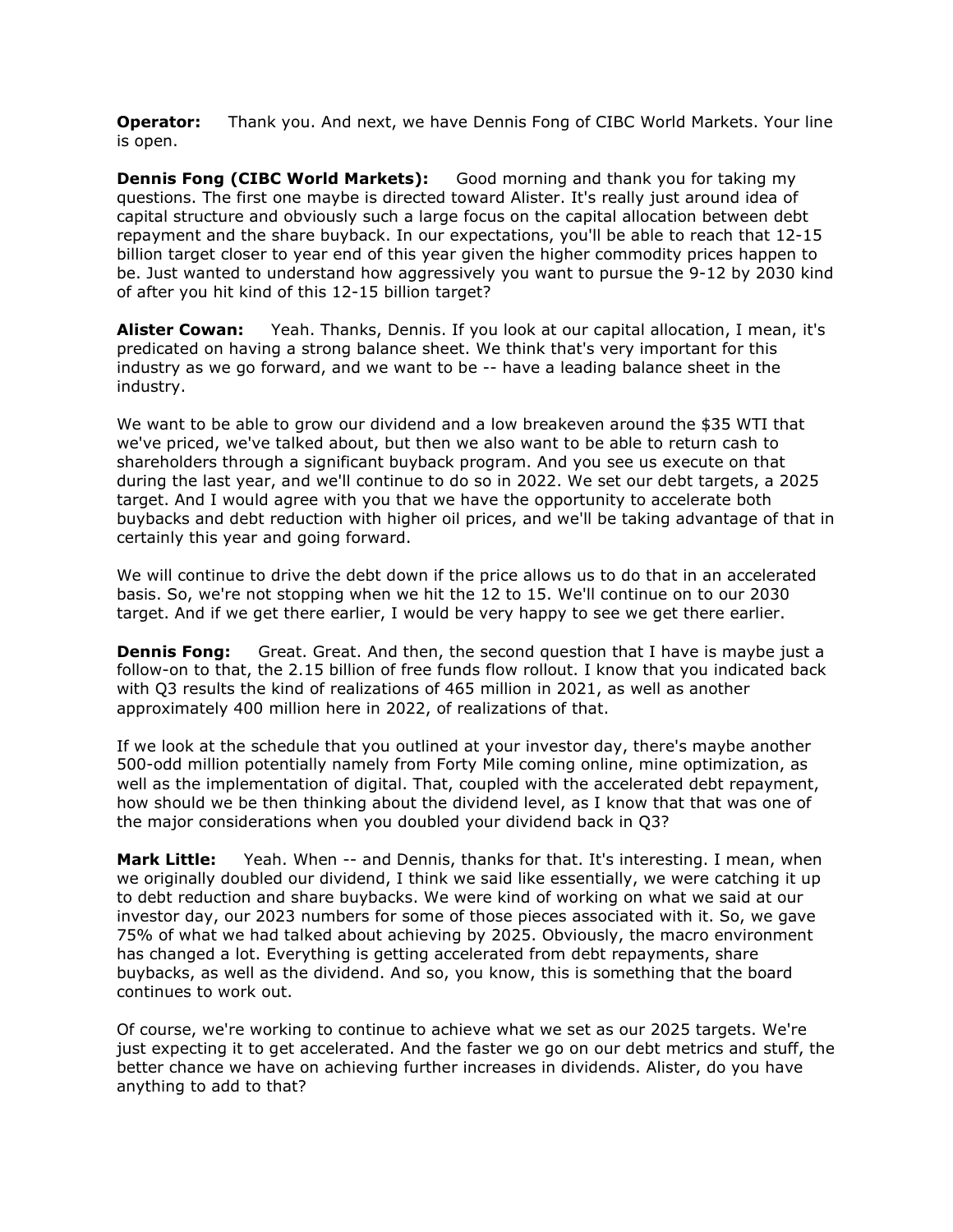**Operator:** Thank you. And next, we have Dennis Fong of CIBC World Markets. Your line is open.

**Dennis Fong (CIBC World Markets):** Good morning and thank you for taking my questions. The first one maybe is directed toward Alister. It's really just around idea of capital structure and obviously such a large focus on the capital allocation between debt repayment and the share buyback. In our expectations, you'll be able to reach that 12-15 billion target closer to year end of this year given the higher commodity prices happen to be. Just wanted to understand how aggressively you want to pursue the 9-12 by 2030 kind of after you hit kind of this 12-15 billion target?

**Alister Cowan:** Yeah. Thanks, Dennis. If you look at our capital allocation, I mean, it's predicated on having a strong balance sheet. We think that's very important for this industry as we go forward, and we want to be -- have a leading balance sheet in the industry.

We want to be able to grow our dividend and a low breakeven around the $35 WTI that we've priced, we've talked about, but then we also want to be able to return cash to shareholders through a significant buyback program. And you see us execute on that during the last year, and we'll continue to do so in 2022. We set our debt targets, a 2025 target. And I would agree with you that we have the opportunity to accelerate both buybacks and debt reduction with higher oil prices, and we'll be taking advantage of that in certainly this year and going forward.

We will continue to drive the debt down if the price allows us to do that in an accelerated basis. So, we're not stopping when we hit the 12 to 15. We'll continue on to our 2030 target. And if we get there earlier, I would be very happy to see we get there earlier.

**Dennis Fong:** Great. Great. And then, the second question that I have is maybe just a follow-on to that, the 2.15 billion of free funds flow rollout. I know that you indicated back with Q3 results the kind of realizations of 465 million in 2021, as well as another approximately 400 million here in 2022, of realizations of that.

If we look at the schedule that you outlined at your investor day, there's maybe another 500-odd million potentially namely from Forty Mile coming online, mine optimization, as well as the implementation of digital. That, coupled with the accelerated debt repayment, how should we be then thinking about the dividend level, as I know that that was one of the major considerations when you doubled your dividend back in Q3?

**Mark Little:** Yeah. When -- and Dennis, thanks for that. It's interesting. I mean, when we originally doubled our dividend, I think we said like essentially, we were catching it up to debt reduction and share buybacks. We were kind of working on what we said at our investor day, our 2023 numbers for some of those pieces associated with it. So, we gave 75% of what we had talked about achieving by 2025. Obviously, the macro environment has changed a lot. Everything is getting accelerated from debt repayments, share buybacks, as well as the dividend. And so, you know, this is something that the board continues to work out.

Of course, we're working to continue to achieve what we set as our 2025 targets. We're just expecting it to get accelerated. And the faster we go on our debt metrics and stuff, the better chance we have on achieving further increases in dividends. Alister, do you have anything to add to that?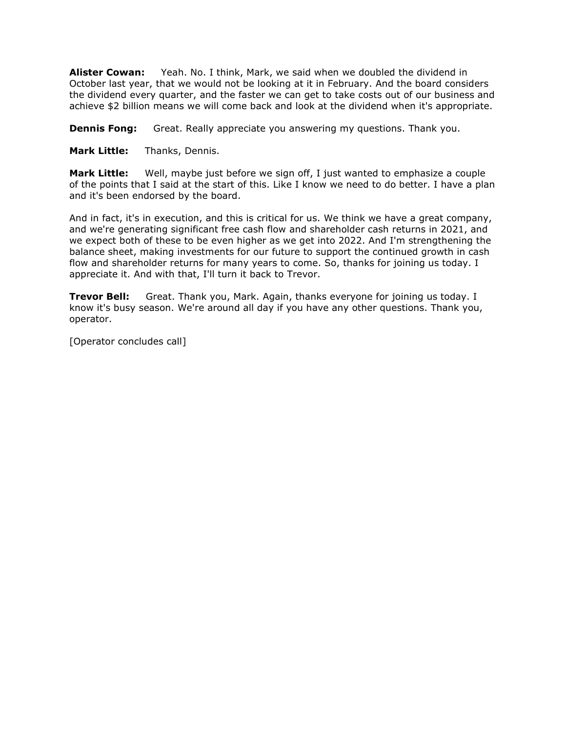**Alister Cowan:** Yeah. No. I think, Mark, we said when we doubled the dividend in October last year, that we would not be looking at it in February. And the board considers the dividend every quarter, and the faster we can get to take costs out of our business and achieve $2 billion means we will come back and look at the dividend when it's appropriate.

**Dennis Fong:** Great. Really appreciate you answering my questions. Thank you.

**Mark Little:** Thanks, Dennis.

**Mark Little:** Well, maybe just before we sign off, I just wanted to emphasize a couple of the points that I said at the start of this. Like I know we need to do better. I have a plan and it's been endorsed by the board.

And in fact, it's in execution, and this is critical for us. We think we have a great company, and we're generating significant free cash flow and shareholder cash returns in 2021, and we expect both of these to be even higher as we get into 2022. And I'm strengthening the balance sheet, making investments for our future to support the continued growth in cash flow and shareholder returns for many years to come. So, thanks for joining us today. I appreciate it. And with that, I'll turn it back to Trevor.

**Trevor Bell:** Great. Thank you, Mark. Again, thanks everyone for joining us today. I know it's busy season. We're around all day if you have any other questions. Thank you, operator.

[Operator concludes call]